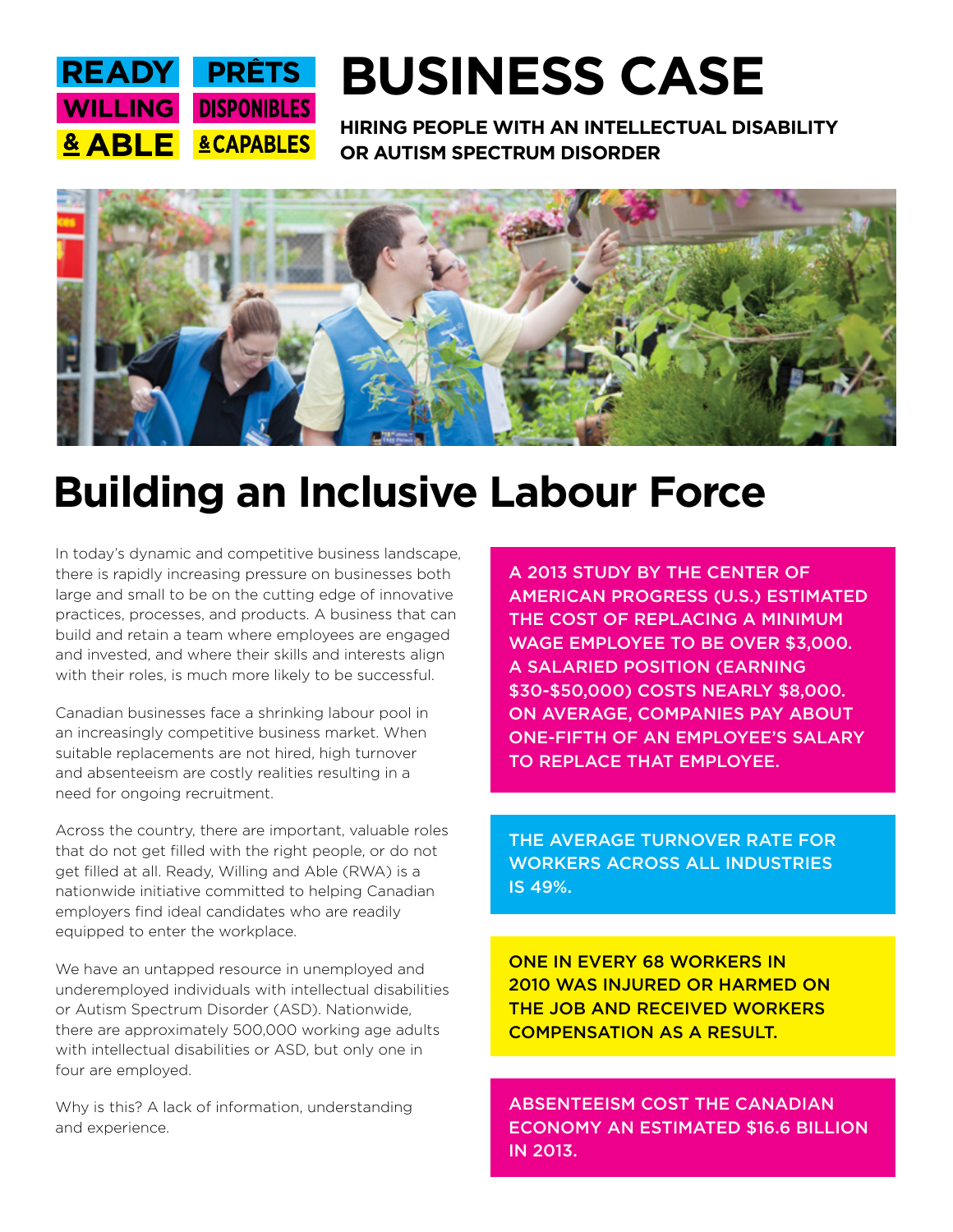READY WILLING & ABLE | PRÊTS DISPONIBLES & CAPABLES

# BUSINESS CASE

**HIRING PEOPLE WITH AN INTELLECTUAL DISABILITY OR AUTISM SPECTRUM DISORDER**

## Building an Inclusive Labour Force

In today's dynamic and competitive business landscape, there is rapidly increasing pressure on businesses both large and small to be on the cutting edge of innovative practices, processes, and products. A business that can build and retain a team where employees are engaged and invested, and where their skills and interests align with their roles, is much more likely to be successful.

Canadian businesses face a shrinking labour pool in an increasingly competitive business market. When suitable replacements are not hired, high turnover and absenteeism are costly realities resulting in a need for ongoing recruitment.

Across the country, there are important, valuable roles that do not get filled with the right people, or do not get filled at all. Ready, Willing and Able (RWA) is a nationwide initiative committed to helping Canadian employers find ideal candidates who are readily equipped to enter the workplace.

We have an untapped resource in unemployed and underemployed individuals with intellectual disabilities or Autism Spectrum Disorder (ASD). Nationwide, there are approximately 500,000 working age adults with intellectual disabilities or ASD, but only one in four are employed.

Why is this? A lack of information, understanding and experience.

A 2013 STUDY BY THE CENTER OF AMERICAN PROGRESS (U.S.) ESTIMATED THE COST OF REPLACING A MINIMUM WAGE EMPLOYEE TO BE OVER $3,000. A SALARIED POSITION (EARNING $30-$50,000) COSTS NEARLY $8,000. ON AVERAGE, COMPANIES PAY ABOUT ONE-FIFTH OF AN EMPLOYEE'S SALARY TO REPLACE THAT EMPLOYEE.

THE AVERAGE TURNOVER RATE FOR WORKERS ACROSS ALL INDUSTRIES IS 49%.

ONE IN EVERY 68 WORKERS IN 2010 WAS INJURED OR HARMED ON THE JOB AND RECEIVED WORKERS COMPENSATION AS A RESULT.

ABSENTEEISM COST THE CANADIAN ECONOMY AN ESTIMATED $16.6 BILLION IN 2013.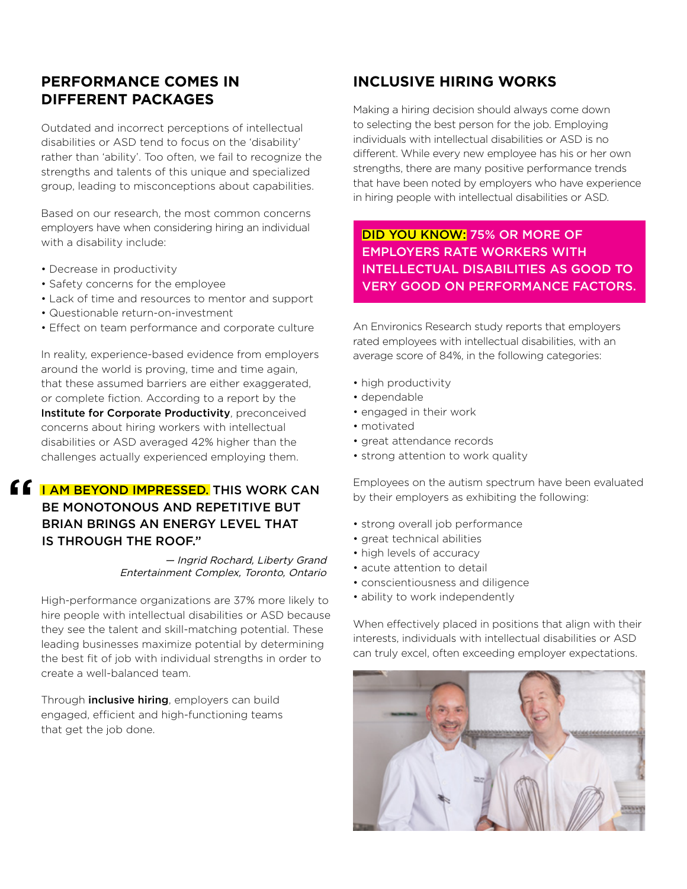## PERFORMANCE COMES IN DIFFERENT PACKAGES

Outdated and incorrect perceptions of intellectual disabilities or ASD tend to focus on the 'disability' rather than 'ability'. Too often, we fail to recognize the strengths and talents of this unique and specialized group, leading to misconceptions about capabilities.

Based on our research, the most common concerns employers have when considering hiring an individual with a disability include:

- Decrease in productivity
- Safety concerns for the employee
- Lack of time and resources to mentor and support
- Questionable return-on-investment
- Effect on team performance and corporate culture

In reality, experience-based evidence from employers around the world is proving, time and time again, that these assumed barriers are either exaggerated, or complete fiction. According to a report by the **Institute for Corporate Productivity**, preconceived concerns about hiring workers with intellectual disabilities or ASD averaged 42% higher than the challenges actually experienced employing them.

> "I AM BEYOND IMPRESSED. THIS WORK CAN BE MONOTONOUS AND REPETITIVE BUT BRIAN BRINGS AN ENERGY LEVEL THAT IS THROUGH THE ROOF."
>
> *— Ingrid Rochard, Liberty Grand Entertainment Complex, Toronto, Ontario*

High-performance organizations are 37% more likely to hire people with intellectual disabilities or ASD because they see the talent and skill-matching potential. These leading businesses maximize potential by determining the best fit of job with individual strengths in order to create a well-balanced team.

Through **inclusive hiring**, employers can build engaged, efficient and high-functioning teams that get the job done.

## INCLUSIVE HIRING WORKS

Making a hiring decision should always come down to selecting the best person for the job. Employing individuals with intellectual disabilities or ASD is no different. While every new employee has his or her own strengths, there are many positive performance trends that have been noted by employers who have experience in hiring people with intellectual disabilities or ASD.

**DID YOU KNOW: 75% OR MORE OF EMPLOYERS RATE WORKERS WITH INTELLECTUAL DISABILITIES AS GOOD TO VERY GOOD ON PERFORMANCE FACTORS.**

An Environics Research study reports that employers rated employees with intellectual disabilities, with an average score of 84%, in the following categories:

- high productivity
- dependable
- engaged in their work
- motivated
- great attendance records
- strong attention to work quality

Employees on the autism spectrum have been evaluated by their employers as exhibiting the following:

- strong overall job performance
- great technical abilities
- high levels of accuracy
- acute attention to detail
- conscientiousness and diligence
- ability to work independently

When effectively placed in positions that align with their interests, individuals with intellectual disabilities or ASD can truly excel, often exceeding employer expectations.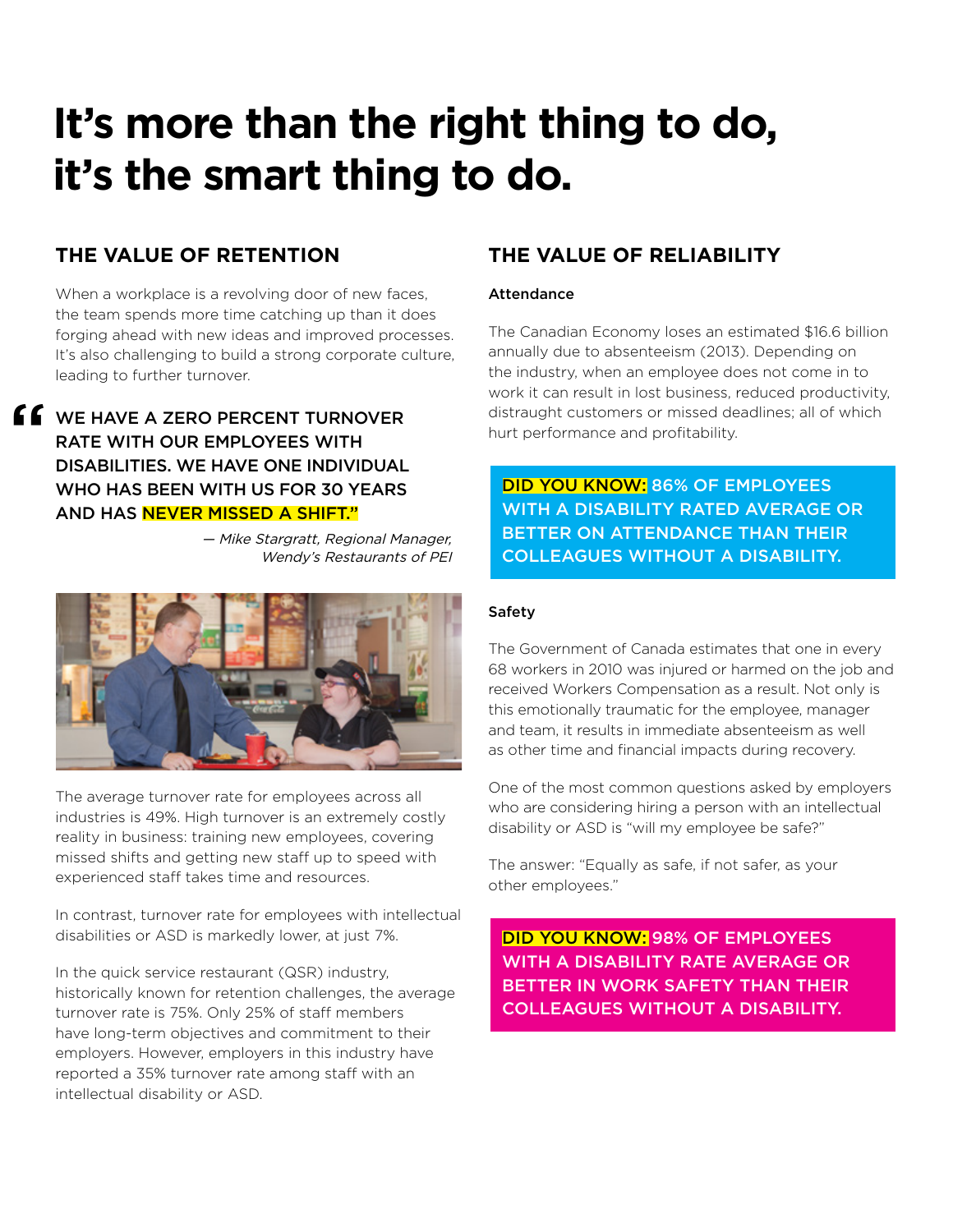# It's more than the right thing to do, it's the smart thing to do.

## THE VALUE OF RETENTION

When a workplace is a revolving door of new faces, the team spends more time catching up than it does forging ahead with new ideas and improved processes. It's also challenging to build a strong corporate culture, leading to further turnover.

> **"WE HAVE A ZERO PERCENT TURNOVER RATE WITH OUR EMPLOYEES WITH DISABILITIES. WE HAVE ONE INDIVIDUAL WHO HAS BEEN WITH US FOR 30 YEARS AND HAS NEVER MISSED A SHIFT."**
>
> *— Mike Stargratt, Regional Manager, Wendy's Restaurants of PEI*

The average turnover rate for employees across all industries is 49%. High turnover is an extremely costly reality in business: training new employees, covering missed shifts and getting new staff up to speed with experienced staff takes time and resources.

In contrast, turnover rate for employees with intellectual disabilities or ASD is markedly lower, at just 7%.

In the quick service restaurant (QSR) industry, historically known for retention challenges, the average turnover rate is 75%. Only 25% of staff members have long-term objectives and commitment to their employers. However, employers in this industry have reported a 35% turnover rate among staff with an intellectual disability or ASD.

## THE VALUE OF RELIABILITY

### Attendance

The Canadian Economy loses an estimated $16.6 billion annually due to absenteeism (2013). Depending on the industry, when an employee does not come in to work it can result in lost business, reduced productivity, distraught customers or missed deadlines; all of which hurt performance and profitability.

**DID YOU KNOW: 86% OF EMPLOYEES WITH A DISABILITY RATED AVERAGE OR BETTER ON ATTENDANCE THAN THEIR COLLEAGUES WITHOUT A DISABILITY.**

### Safety

The Government of Canada estimates that one in every 68 workers in 2010 was injured or harmed on the job and received Workers Compensation as a result. Not only is this emotionally traumatic for the employee, manager and team, it results in immediate absenteeism as well as other time and financial impacts during recovery.

One of the most common questions asked by employers who are considering hiring a person with an intellectual disability or ASD is "will my employee be safe?"

The answer: "Equally as safe, if not safer, as your other employees."

**DID YOU KNOW: 98% OF EMPLOYEES WITH A DISABILITY RATE AVERAGE OR BETTER IN WORK SAFETY THAN THEIR COLLEAGUES WITHOUT A DISABILITY.**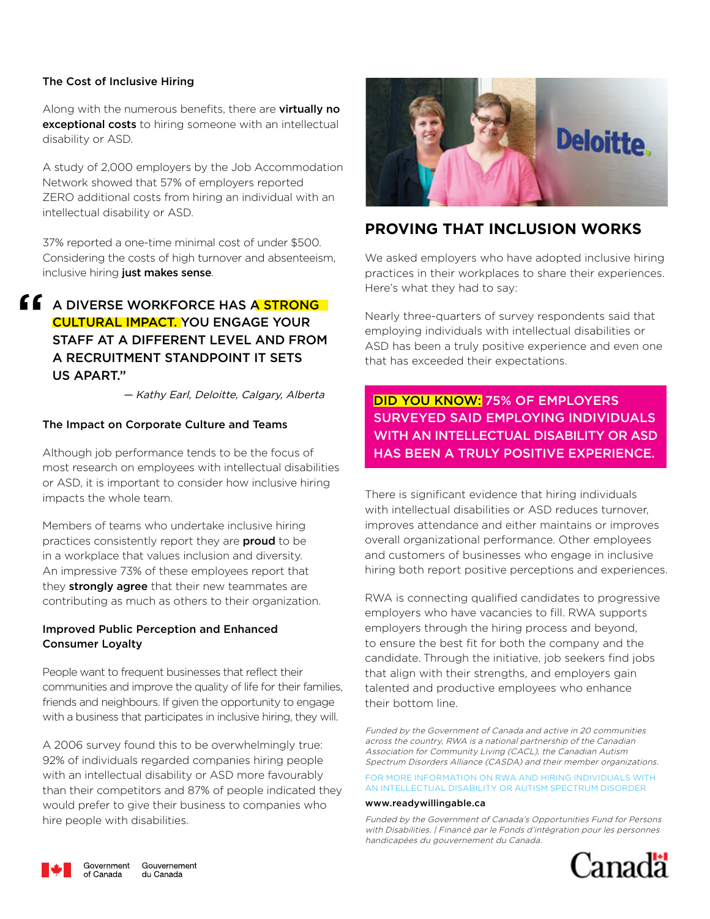### The Cost of Inclusive Hiring

Along with the numerous benefits, there are **virtually no exceptional costs** to hiring someone with an intellectual disability or ASD.

A study of 2,000 employers by the Job Accommodation Network showed that 57% of employers reported ZERO additional costs from hiring an individual with an intellectual disability or ASD.

37% reported a one-time minimal cost of under $500. Considering the costs of high turnover and absenteeism, inclusive hiring **just makes sense**.

> **"A DIVERSE WORKFORCE HAS A STRONG CULTURAL IMPACT. YOU ENGAGE YOUR STAFF AT A DIFFERENT LEVEL AND FROM A RECRUITMENT STANDPOINT IT SETS US APART."**
>
> — *Kathy Earl, Deloitte, Calgary, Alberta*

### The Impact on Corporate Culture and Teams

Although job performance tends to be the focus of most research on employees with intellectual disabilities or ASD, it is important to consider how inclusive hiring impacts the whole team.

Members of teams who undertake inclusive hiring practices consistently report they are **proud** to be in a workplace that values inclusion and diversity. An impressive 73% of these employees report that they **strongly agree** that their new teammates are contributing as much as others to their organization.

### Improved Public Perception and Enhanced Consumer Loyalty

People want to frequent businesses that reflect their communities and improve the quality of life for their families, friends and neighbours. If given the opportunity to engage with a business that participates in inclusive hiring, they will.

A 2006 survey found this to be overwhelmingly true: 92% of individuals regarded companies hiring people with an intellectual disability or ASD more favourably than their competitors and 87% of people indicated they would prefer to give their business to companies who hire people with disabilities.

## PROVING THAT INCLUSION WORKS

We asked employers who have adopted inclusive hiring practices in their workplaces to share their experiences. Here's what they had to say:

Nearly three-quarters of survey respondents said that employing individuals with intellectual disabilities or ASD has been a truly positive experience and even one that has exceeded their expectations.

**DID YOU KNOW: 75% OF EMPLOYERS SURVEYED SAID EMPLOYING INDIVIDUALS WITH AN INTELLECTUAL DISABILITY OR ASD HAS BEEN A TRULY POSITIVE EXPERIENCE.**

There is significant evidence that hiring individuals with intellectual disabilities or ASD reduces turnover, improves attendance and either maintains or improves overall organizational performance. Other employees and customers of businesses who engage in inclusive hiring both report positive perceptions and experiences.

RWA is connecting qualified candidates to progressive employers who have vacancies to fill. RWA supports employers through the hiring process and beyond, to ensure the best fit for both the company and the candidate. Through the initiative, job seekers find jobs that align with their strengths, and employers gain talented and productive employees who enhance their bottom line.

*Funded by the Government of Canada and active in 20 communities across the country, RWA is a national partnership of the Canadian Association for Community Living (CACL), the Canadian Autism Spectrum Disorders Alliance (CASDA) and their member organizations.*

FOR MORE INFORMATION ON RWA AND HIRING INDIVIDUALS WITH AN INTELLECTUAL DISABILITY OR AUTISM SPECTRUM DISORDER

**www.readywillingable.ca**

*Funded by the Government of Canada's Opportunities Fund for Persons with Disabilities. | Financé par le Fonds d'intégration pour les personnes handicapées du gouvernement du Canada.*

Government of Canada Gouvernement du Canada

Canada